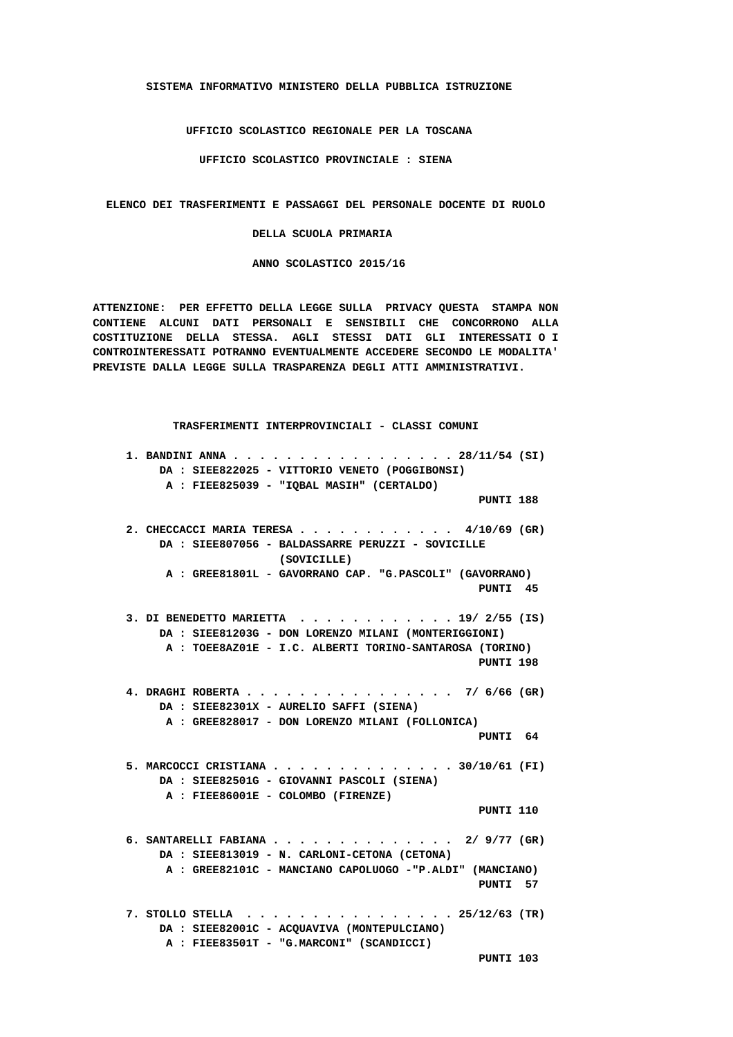# SISTEMA INFORMATIVO MINISTERO DELLA PUBBLICA ISTRUZIONE

## UFFICIO SCOLASTICO REGIONALE PER LA TOSCANA

## UFFICIO SCOLASTICO PROVINCIALE : SIENA

## ELENCO DEI TRASFERIMENTI E PASSAGGI DEL PERSONALE DOCENTE DI RUOLO

## DELLA SCUOLA PRIMARIA

## ANNO SCOLASTICO 2015/16

**ATTENZIONE: PER EFFETTO DELLA LEGGE SULLA PRIVACY QUESTA STAMPA NON CONTIENE ALCUNI DATI PERSONALI E SENSIBILI CHE CONCORRONO ALLA COSTITUZIONE DELLA STESSA. AGLI STESSI DATI GLI INTERESSATI O I CONTROINTERESSATI POTRANNO EVENTUALMENTE ACCEDERE SECONDO LE MODALITA' PREVISTE DALLA LEGGE SULLA TRASPARENZA DEGLI ATTI AMMINISTRATIVI.**

### TRASFERIMENTI INTERPROVINCIALI - CLASSI COMUNI

1. BANDINI ANNA . . . . . . . . . . . . . . . . 28/11/54 (SI)
   DA : SIEE822025 - VITTORIO VENETO (POGGIBONSI)
   A : FIEE825039 - "IQBAL MASIH" (CERTALDO)
   PUNTI 188

2. CHECCACCI MARIA TERESA . . . . . . . . . . . . 4/10/69 (GR)
   DA : SIEE807056 - BALDASSARRE PERUZZI - SOVICILLE (SOVICILLE)
   A : GREE81801L - GAVORRANO CAP. "G.PASCOLI" (GAVORRANO)
   PUNTI 45

3. DI BENEDETTO MARIETTA . . . . . . . . . . . . 19/ 2/55 (IS)
   DA : SIEE81203G - DON LORENZO MILANI (MONTERIGGIONI)
   A : TOEE8AZ01E - I.C. ALBERTI TORINO-SANTAROSA (TORINO)
   PUNTI 198

4. DRAGHI ROBERTA . . . . . . . . . . . . . . . 7/ 6/66 (GR)
   DA : SIEE82301X - AURELIO SAFFI (SIENA)
   A : GREE828017 - DON LORENZO MILANI (FOLLONICA)
   PUNTI 64

5. MARCOCCI CRISTIANA . . . . . . . . . . . . . . 30/10/61 (FI)
   DA : SIEE82501G - GIOVANNI PASCOLI (SIENA)
   A : FIEE86001E - COLOMBO (FIRENZE)
   PUNTI 110

6. SANTARELLI FABIANA . . . . . . . . . . . . . . 2/ 9/77 (GR)
   DA : SIEE813019 - N. CARLONI-CETONA (CETONA)
   A : GREE82101C - MANCIANO CAPOLUOGO -"P.ALDI" (MANCIANO)
   PUNTI 57

7. STOLLO STELLA . . . . . . . . . . . . . . . . 25/12/63 (TR)
   DA : SIEE82001C - ACQUAVIVA (MONTEPULCIANO)
   A : FIEE83501T - "G.MARCONI" (SCANDICCI)
   PUNTI 103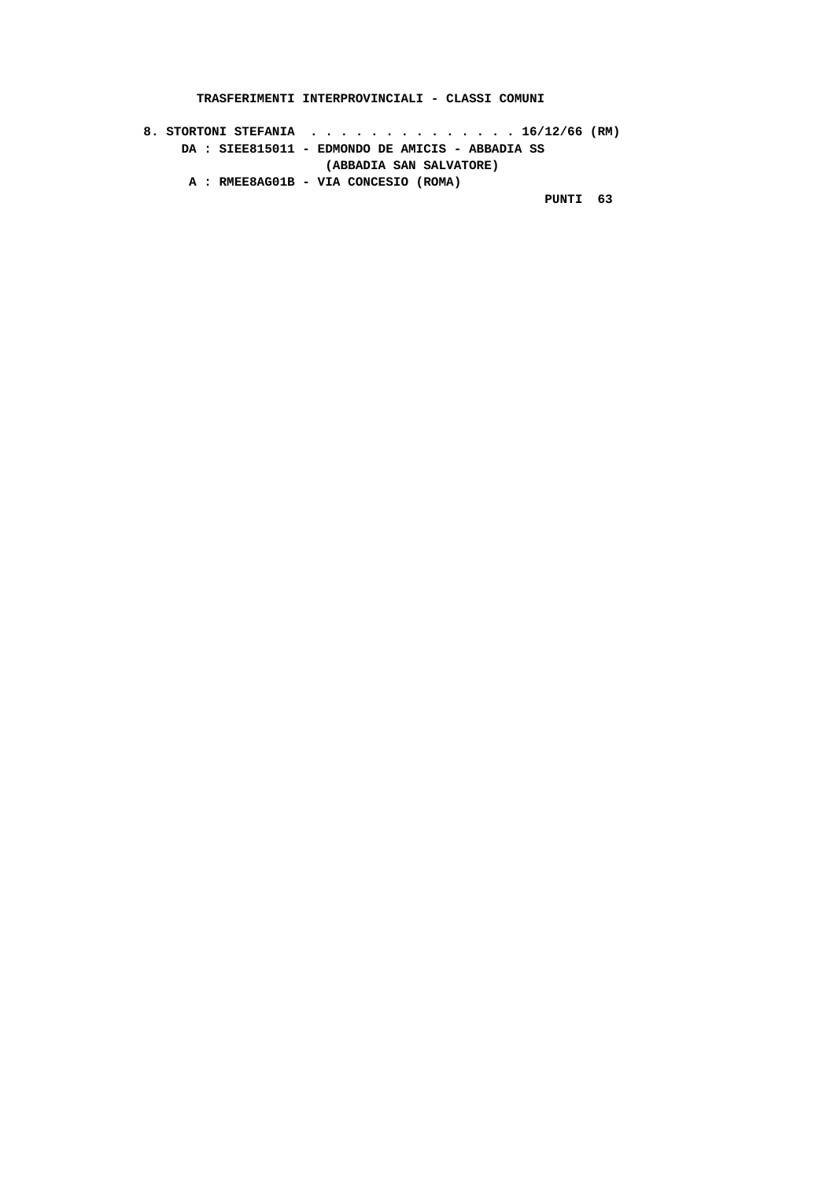**TRASFERIMENTI INTERPROVINCIALI - CLASSI COMUNI**

**8. STORTONI STEFANIA . . . . . . . . . . . . . . 16/12/66 (RM)**
**DA : SIEE815011 - EDMONDO DE AMICIS - ABBADIA SS**
**(ABBADIA SAN SALVATORE)**
**A : RMEE8AG01B - VIA CONCESIO (ROMA)**
**PUNTI 63**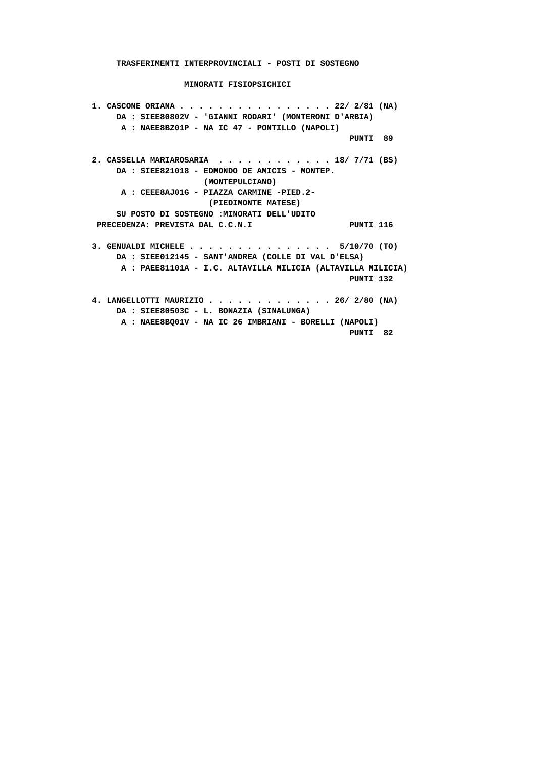**TRASFERIMENTI INTERPROVINCIALI - POSTI DI SOSTEGNO**

**MINORATI FISIOPSICHICI**

**1. CASCONE ORIANA . . . . . . . . . . . . . . . . 22/ 2/81 (NA)**
**DA : SIEE80802V - 'GIANNI RODARI' (MONTERONI D'ARBIA)**
**A : NAEE8BZ01P - NA IC 47 - PONTILLO (NAPOLI)**
**PUNTI 89**

**2. CASSELLA MARIAROSARIA . . . . . . . . . . . . . 18/ 7/71 (BS)**
**DA : SIEE821018 - EDMONDO DE AMICIS - MONTEP. (MONTEPULCIANO)**
**A : CEEE8AJ01G - PIAZZA CARMINE -PIED.2- (PIEDIMONTE MATESE)**
**SU POSTO DI SOSTEGNO :MINORATI DELL'UDITO**
**PRECEDENZA: PREVISTA DAL C.C.N.I PUNTI 116**

**3. GENUALDI MICHELE . . . . . . . . . . . . . . . 5/10/70 (TO)**
**DA : SIEE012145 - SANT'ANDREA (COLLE DI VAL D'ELSA)**
**A : PAEE81101A - I.C. ALTAVILLA MILICIA (ALTAVILLA MILICIA)**
**PUNTI 132**

**4. LANGELLOTTI MAURIZIO . . . . . . . . . . . . . 26/ 2/80 (NA)**
**DA : SIEE80503C - L. BONAZIA (SINALUNGA)**
**A : NAEE8BQ01V - NA IC 26 IMBRIANI - BORELLI (NAPOLI)**
**PUNTI 82**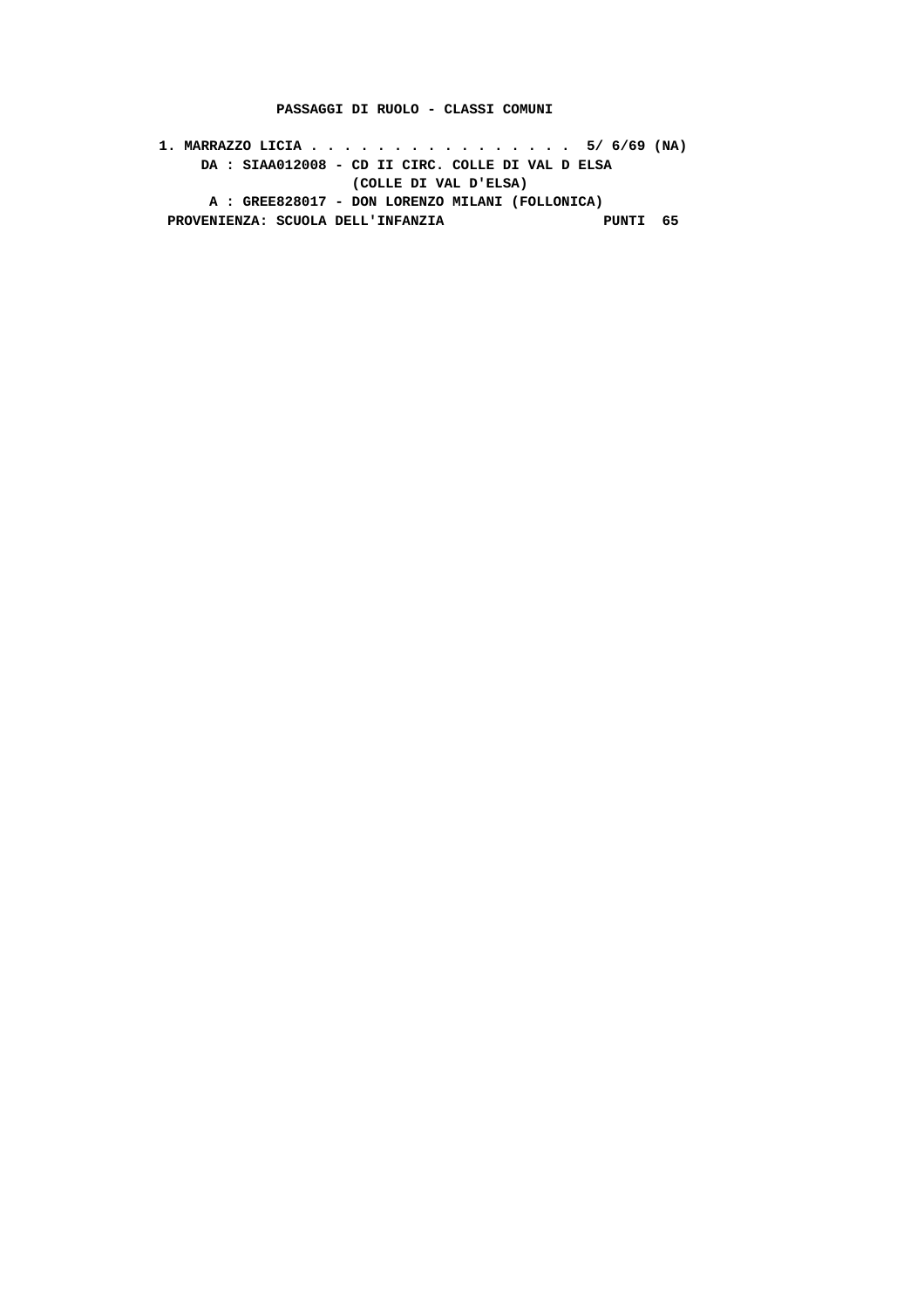**PASSAGGI DI RUOLO - CLASSI COMUNI**

**1. MARRAZZO LICIA . . . . . . . . . . . . . . . . 5/ 6/69 (NA)**
**DA : SIAA012008 - CD II CIRC. COLLE DI VAL D ELSA**
**(COLLE DI VAL D'ELSA)**
**A : GREE828017 - DON LORENZO MILANI (FOLLONICA)**
**PROVENIENZA: SCUOLA DELL'INFANZIA PUNTI 65**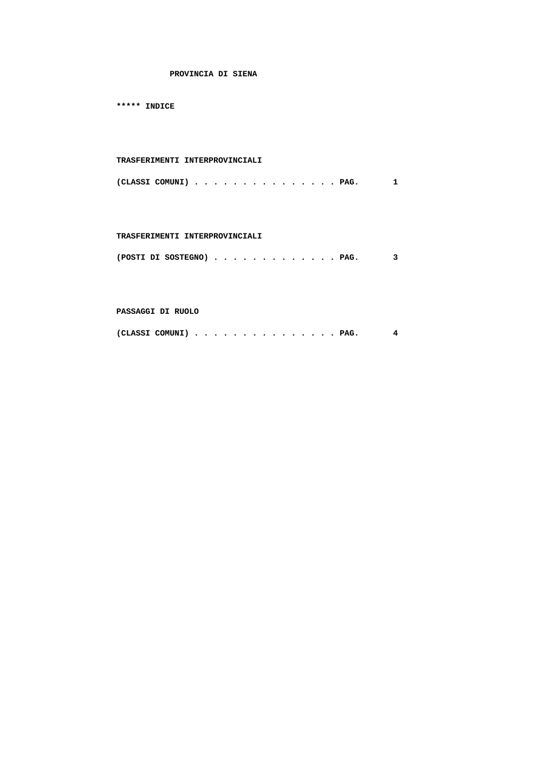**PROVINCIA DI SIENA**

**\*\*\*\*\* INDICE**

**TRASFERIMENTI INTERPROVINCIALI**

**(CLASSI COMUNI) . . . . . . . . . . . . . . . PAG. 1**

**TRASFERIMENTI INTERPROVINCIALI**

**(POSTI DI SOSTEGNO) . . . . . . . . . . . . . PAG. 3**

**PASSAGGI DI RUOLO**

**(CLASSI COMUNI) . . . . . . . . . . . . . . . PAG. 4**